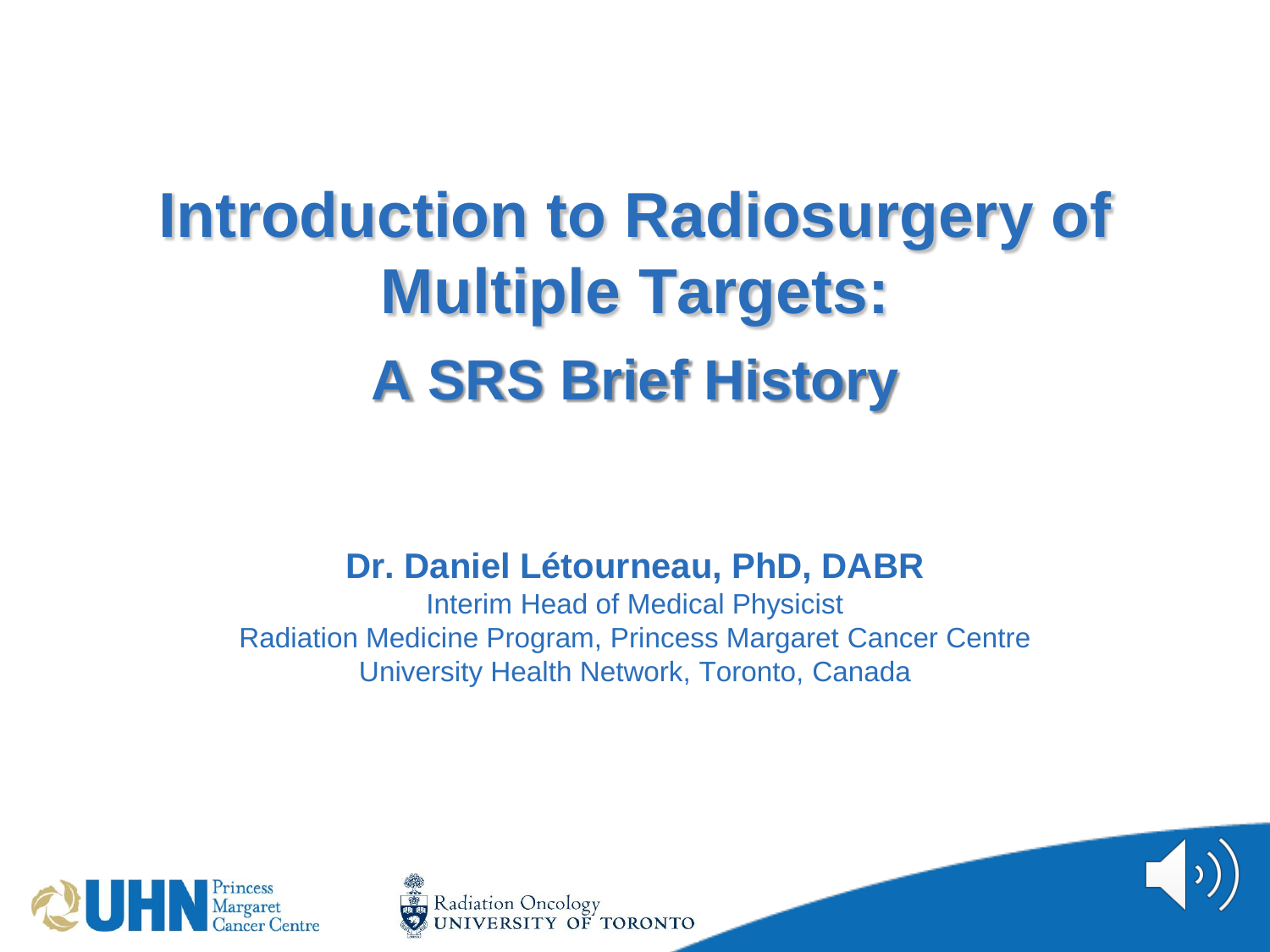# Introduction to Radiosurgery of Multiple Targets:

## A SRS Brief History

**Dr. Daniel Létourneau, PhD, DABR**

Interim Head of Medical Physicist

Radiation Medicine Program, Princess Margaret Cancer Centre

University Health Network, Toronto, Canada

UHN Princess Margaret Cancer Centre

Radiation Oncology UNIVERSITY OF TORONTO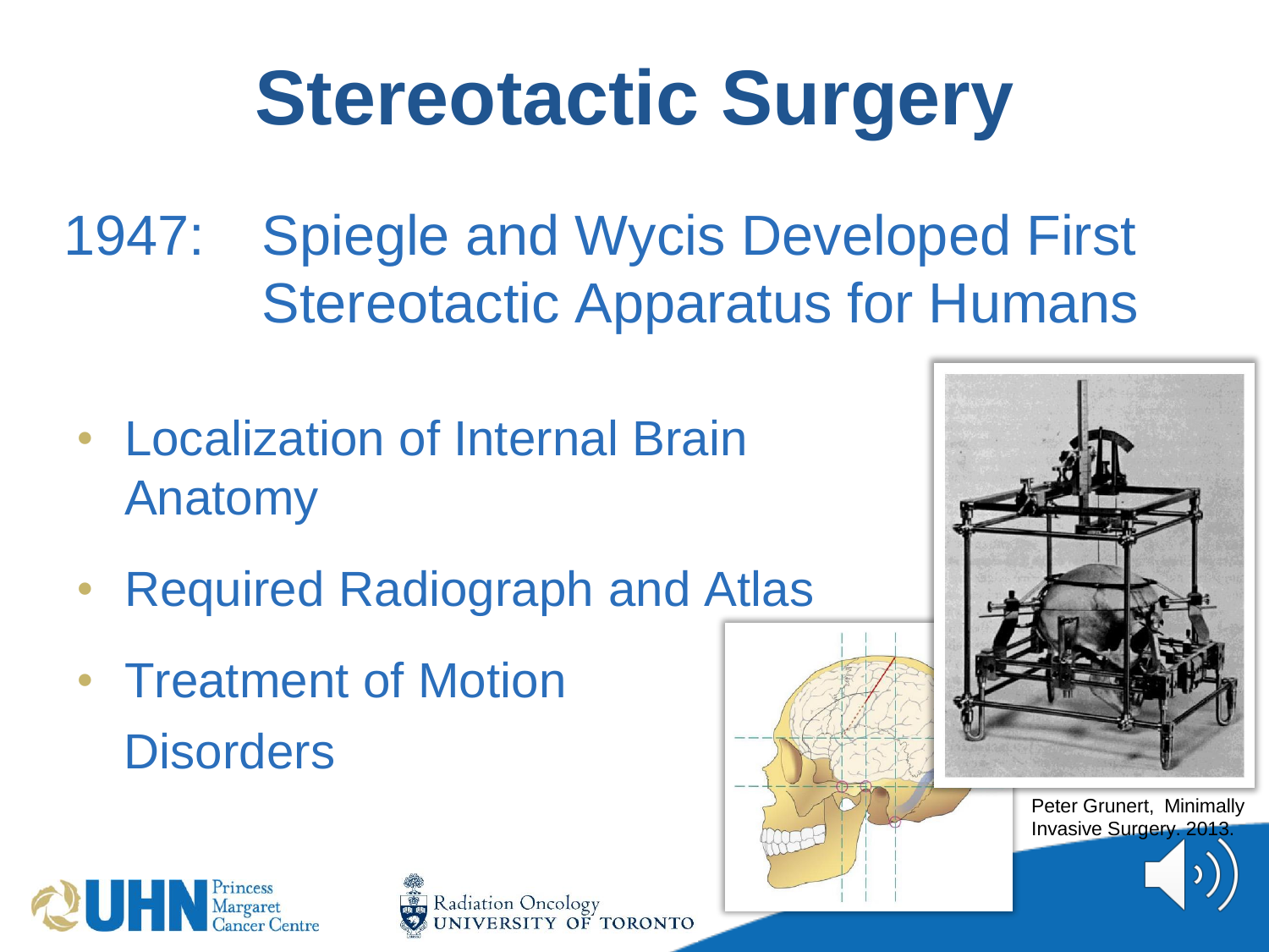# Stereotactic Surgery

1947: Spiegle and Wycis Developed First Stereotactic Apparatus for Humans

- Localization of Internal Brain Anatomy
- Required Radiograph and Atlas
- Treatment of Motion Disorders

Peter Grunert, Minimally Invasive Surgery. 2013.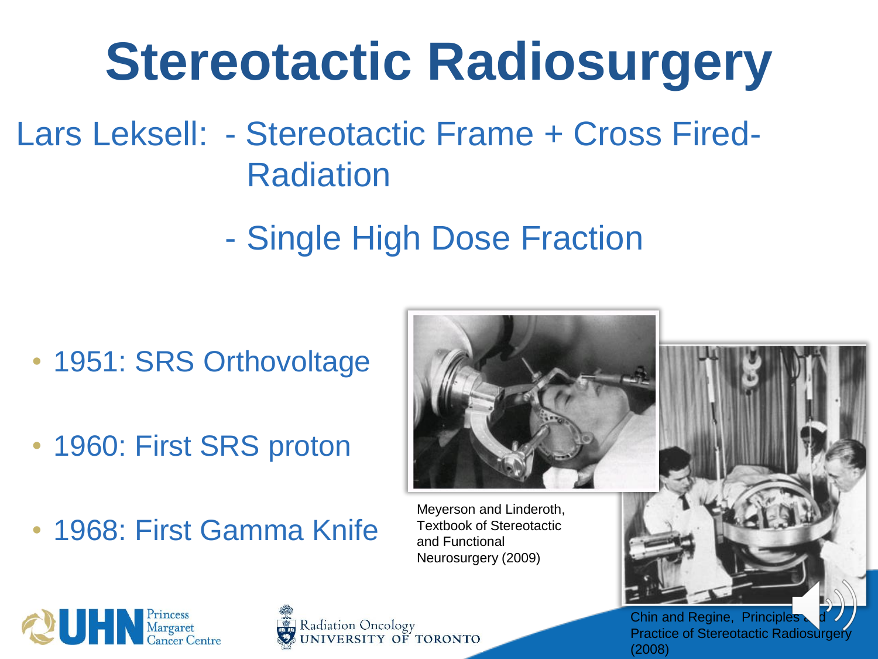# Stereotactic Radiosurgery

Lars Leksell: - Stereotactic Frame + Cross Fired-Radiation

- Single High Dose Fraction

- 1951: SRS Orthovoltage
- 1960: First SRS proton
- 1968: First Gamma Knife

Meyerson and Linderoth, Textbook of Stereotactic and Functional Neurosurgery (2009)

Chin and Regine, Principles and Practice of Stereotactic Radiosurgery (2008)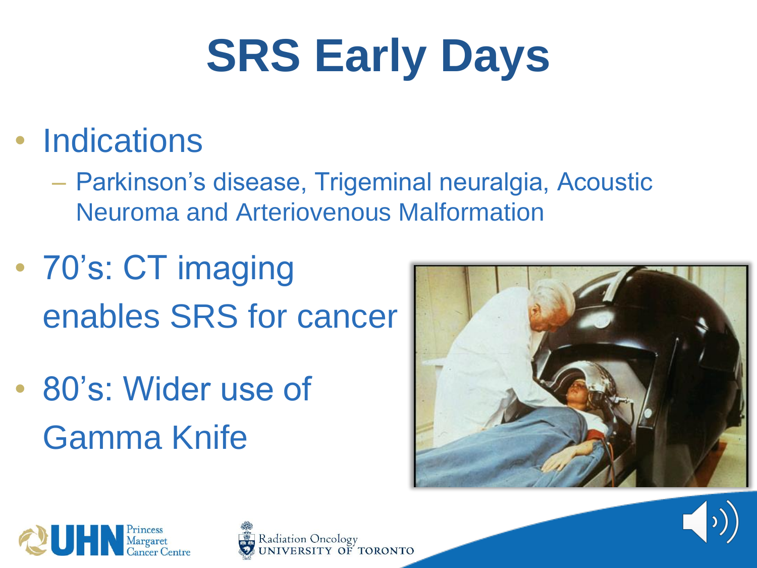# SRS Early Days

- Indications
  - Parkinson’s disease, Trigeminal neuralgia, Acoustic Neuroma and Arteriovenous Malformation
- 70’s: CT imaging enables SRS for cancer
- 80’s: Wider use of Gamma Knife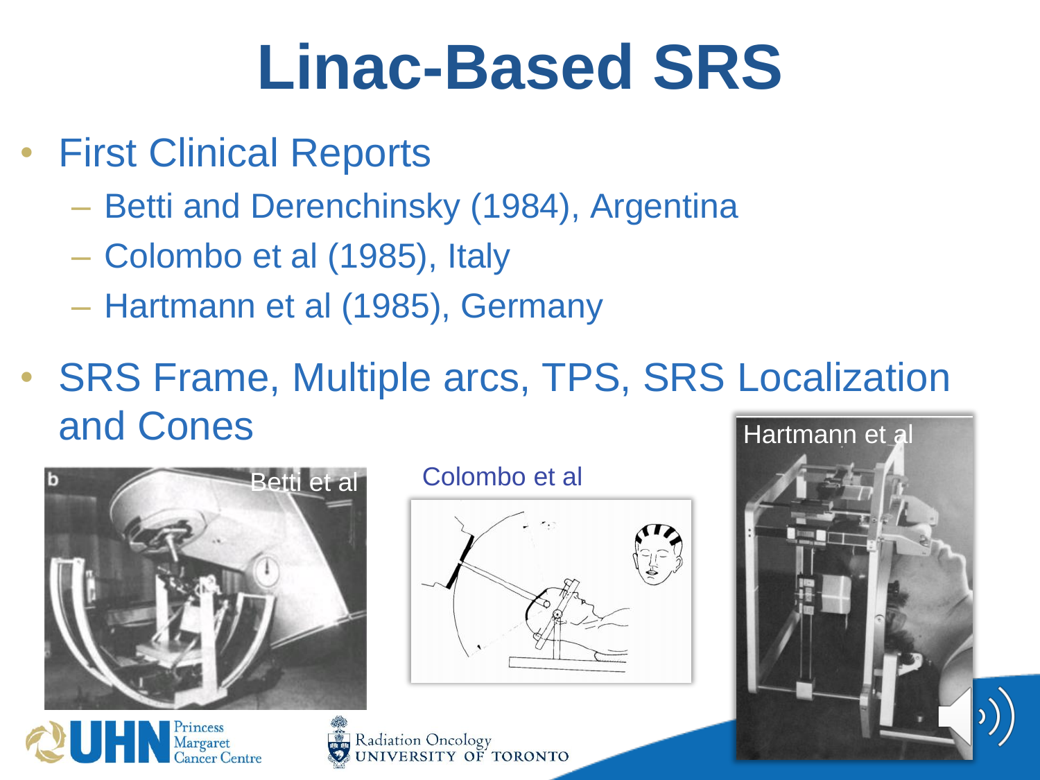# Linac-Based SRS

- First Clinical Reports
  - Betti and Derenchinsky (1984), Argentina
  - Colombo et al (1985), Italy
  - Hartmann et al (1985), Germany
- SRS Frame, Multiple arcs, TPS, SRS Localization and Cones

Betti et al

Colombo et al

Hartmann et al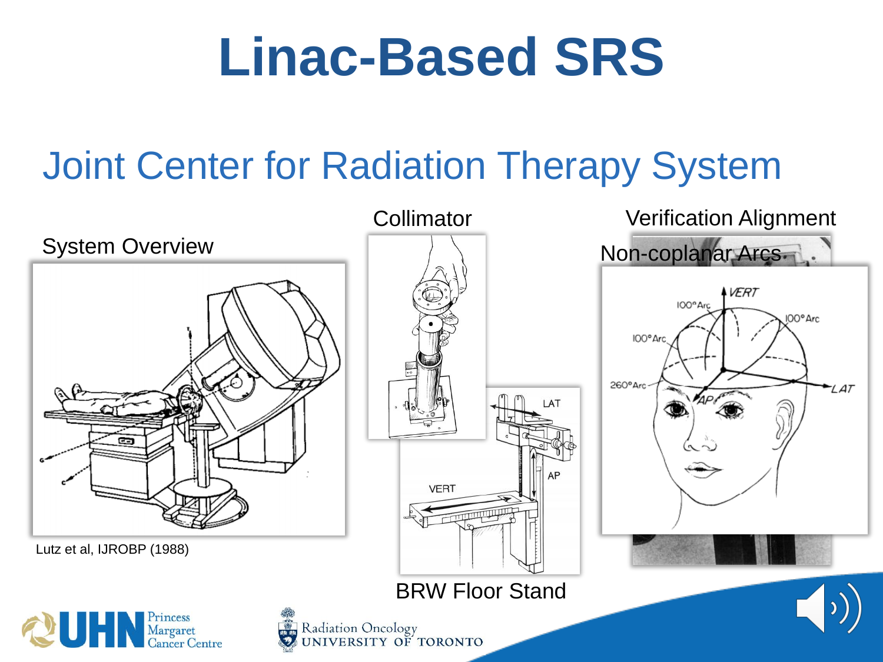# Linac-Based SRS

## Joint Center for Radiation Therapy System

System Overview

Lutz et al, IJROBP (1988)

Collimator

BRW Floor Stand

Verification Alignment

Non-coplanar Arcs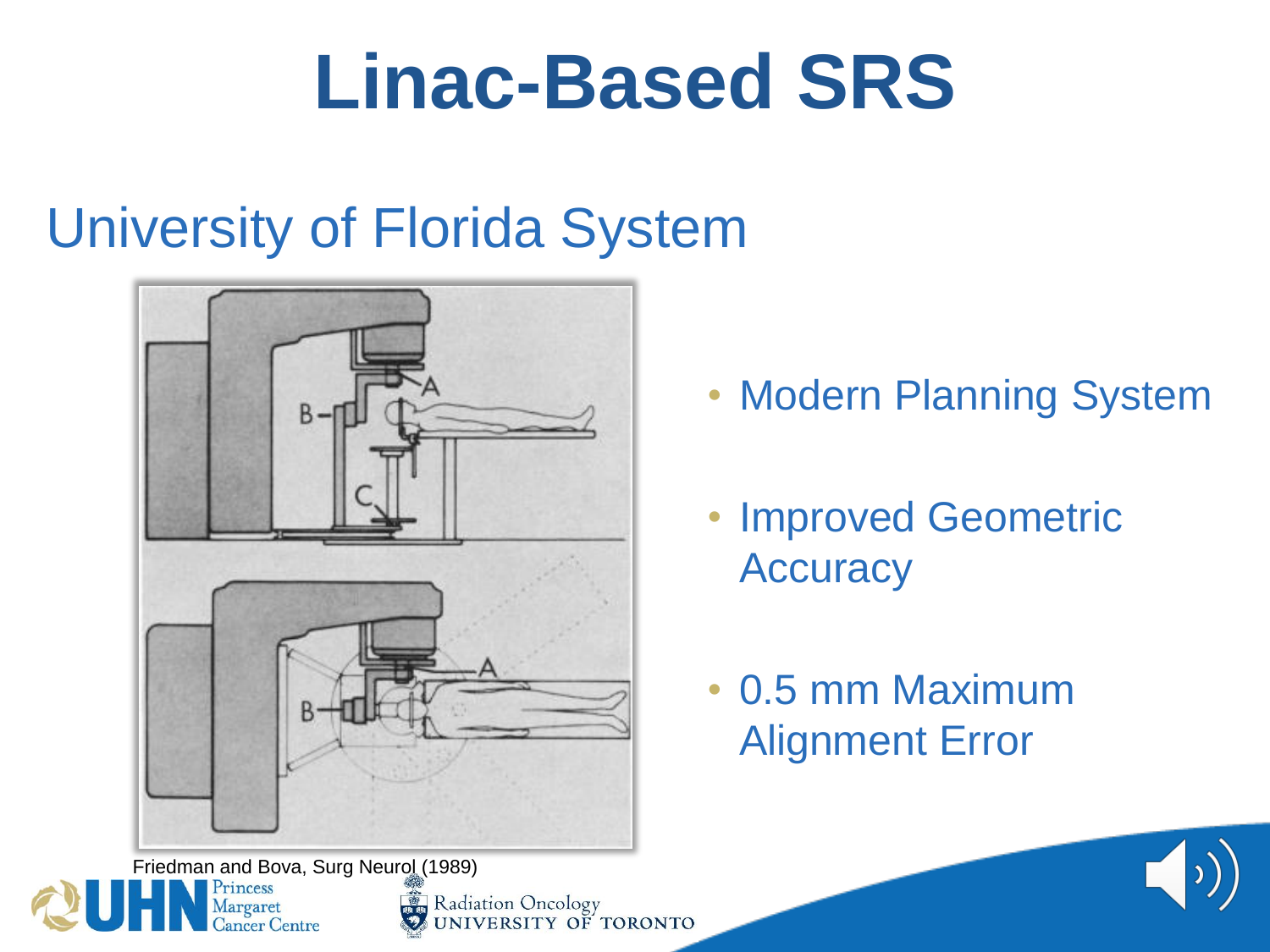# Linac-Based SRS

## University of Florida System

Friedman and Bova, Surg Neurol (1989)

- Modern Planning System
- Improved Geometric Accuracy
- 0.5 mm Maximum Alignment Error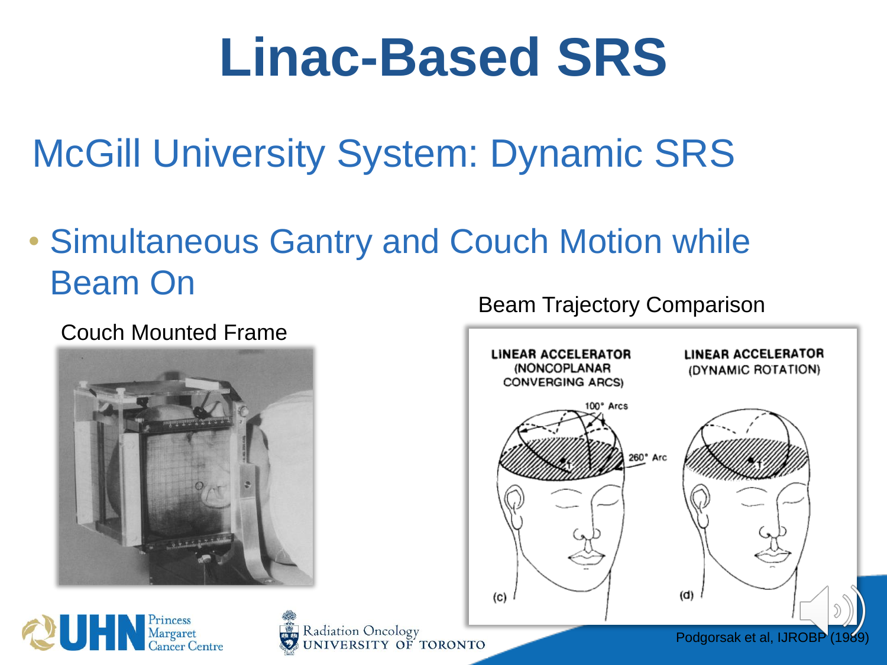# Linac-Based SRS

## McGill University System: Dynamic SRS

- Simultaneous Gantry and Couch Motion while Beam On

Couch Mounted Frame

Beam Trajectory Comparison

LINEAR ACCELERATOR (NONCOPLANAR CONVERGING ARCS)

100° Arcs

260° Arc

(c)

LINEAR ACCELERATOR (DYNAMIC ROTATION)

(d)

Podgorsak et al, IJROBP (1989)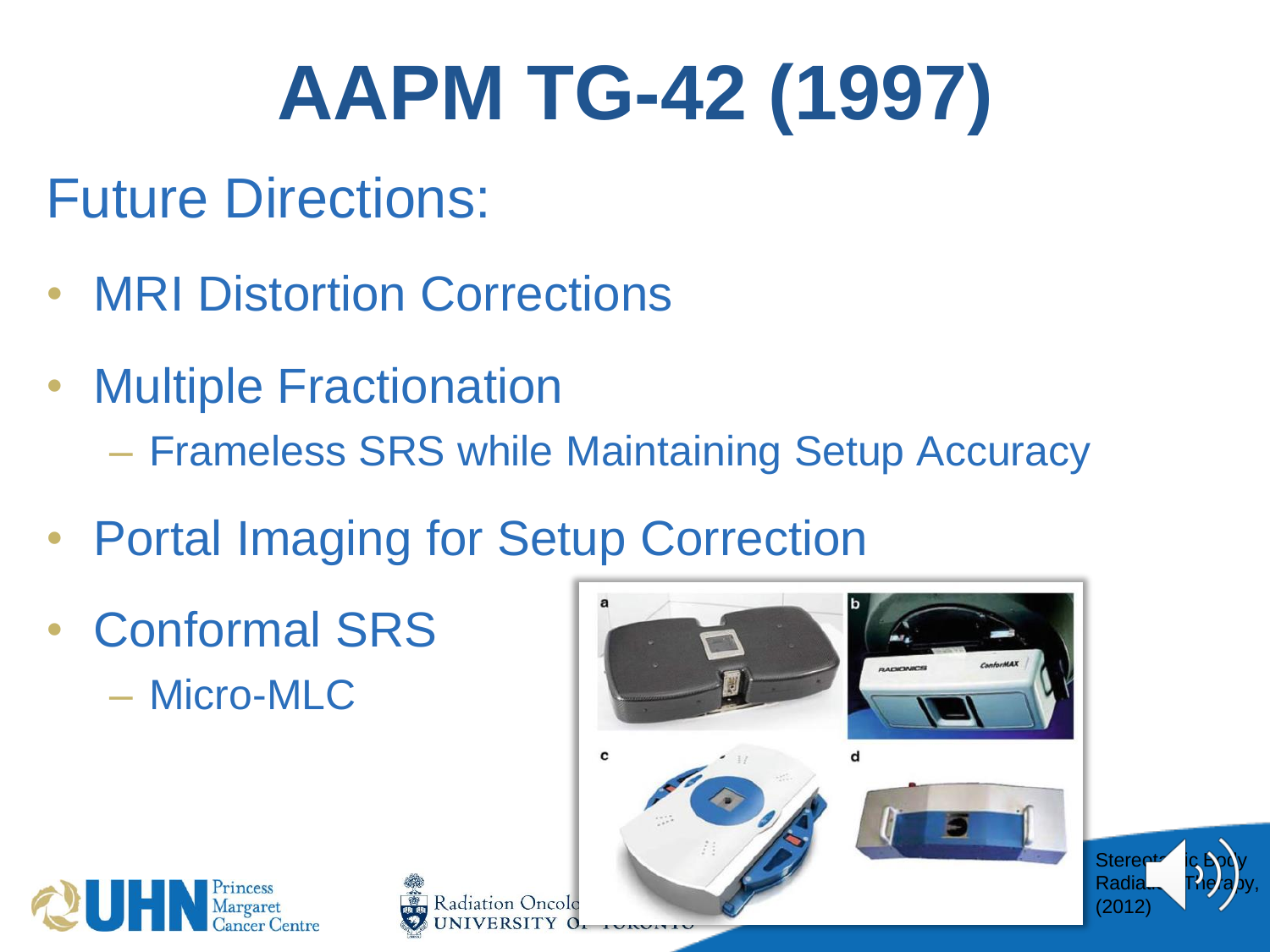# AAPM TG-42 (1997)

## Future Directions:

- MRI Distortion Corrections
- Multiple Fractionation
  - Frameless SRS while Maintaining Setup Accuracy
- Portal Imaging for Setup Correction
- Conformal SRS
  - Micro-MLC

Stereotactic Body Radiation Therapy, (2012)